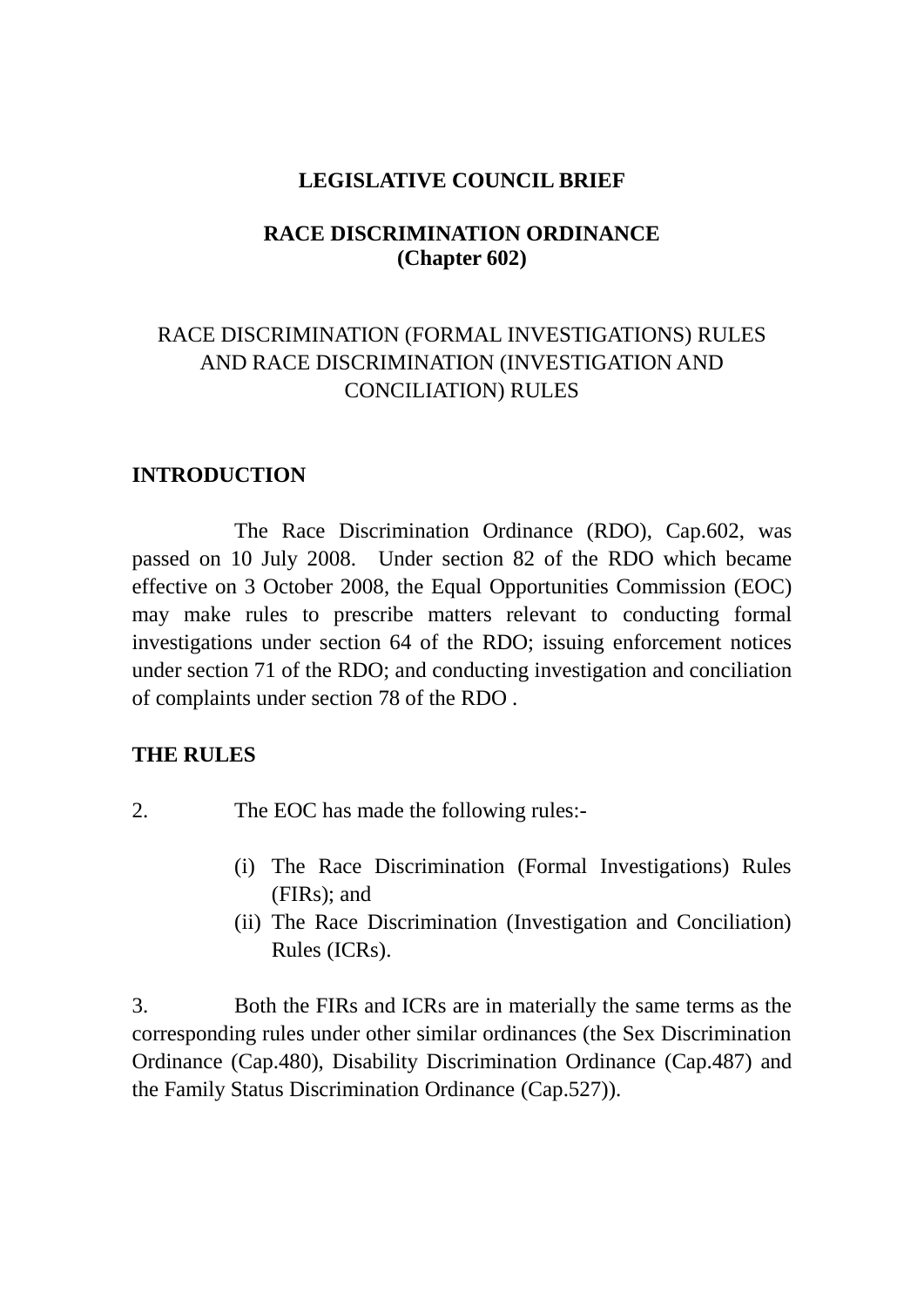# LEGISLATIVE COUNCIL BRIEF

## RACE DISCRIMINATION ORDINANCE
## (Chapter 602)

RACE DISCRIMINATION (FORMAL INVESTIGATIONS) RULES AND RACE DISCRIMINATION (INVESTIGATION AND CONCILIATION) RULES

### INTRODUCTION

The Race Discrimination Ordinance (RDO), Cap.602, was passed on 10 July 2008. Under section 82 of the RDO which became effective on 3 October 2008, the Equal Opportunities Commission (EOC) may make rules to prescribe matters relevant to conducting formal investigations under section 64 of the RDO; issuing enforcement notices under section 71 of the RDO; and conducting investigation and conciliation of complaints under section 78 of the RDO .

### THE RULES

2. The EOC has made the following rules:-

(i) The Race Discrimination (Formal Investigations) Rules (FIRs); and
(ii) The Race Discrimination (Investigation and Conciliation) Rules (ICRs).

3. Both the FIRs and ICRs are in materially the same terms as the corresponding rules under other similar ordinances (the Sex Discrimination Ordinance (Cap.480), Disability Discrimination Ordinance (Cap.487) and the Family Status Discrimination Ordinance (Cap.527)).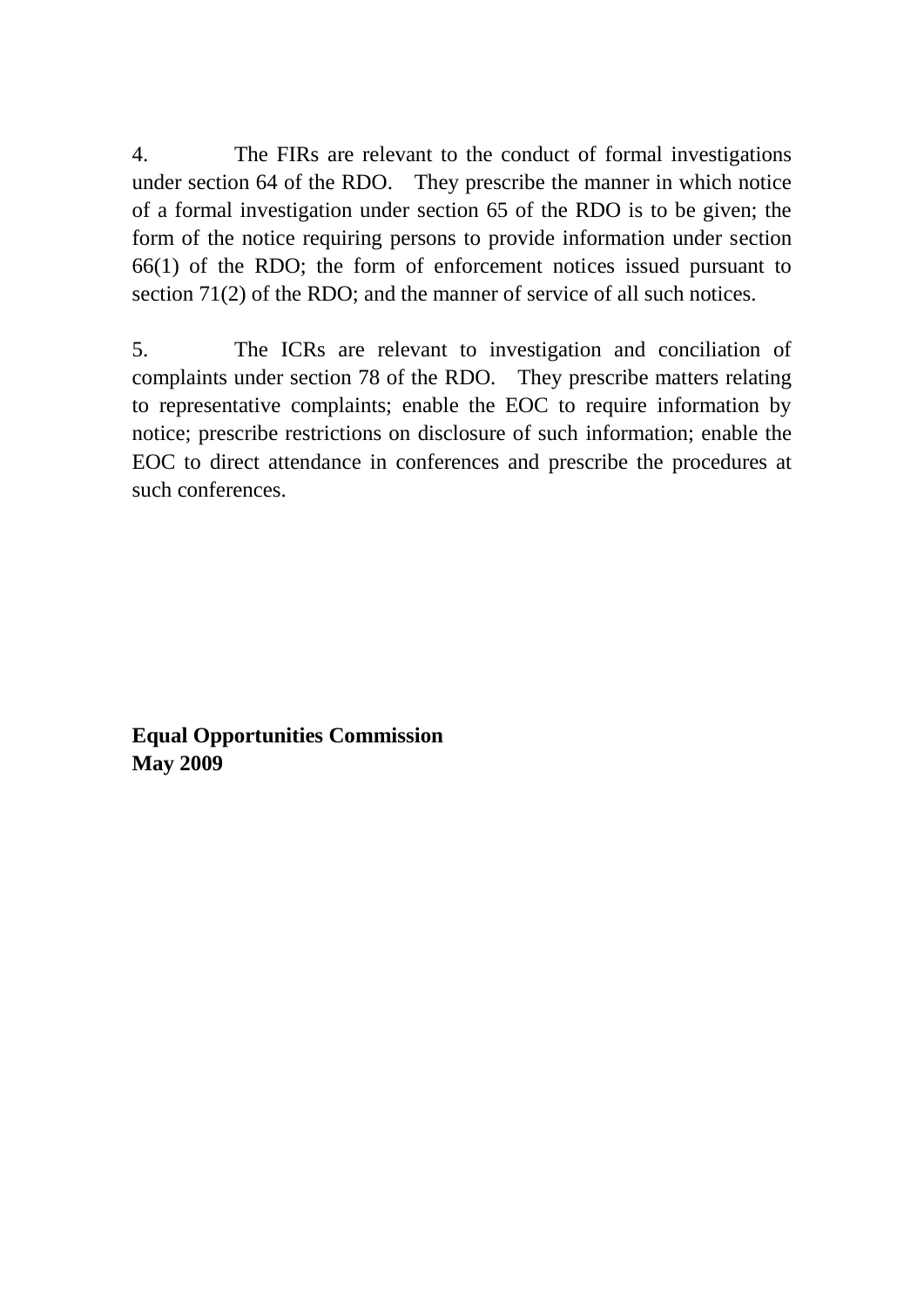4. The FIRs are relevant to the conduct of formal investigations under section 64 of the RDO. They prescribe the manner in which notice of a formal investigation under section 65 of the RDO is to be given; the form of the notice requiring persons to provide information under section 66(1) of the RDO; the form of enforcement notices issued pursuant to section 71(2) of the RDO; and the manner of service of all such notices.

5. The ICRs are relevant to investigation and conciliation of complaints under section 78 of the RDO. They prescribe matters relating to representative complaints; enable the EOC to require information by notice; prescribe restrictions on disclosure of such information; enable the EOC to direct attendance in conferences and prescribe the procedures at such conferences.

**Equal Opportunities Commission**
**May 2009**